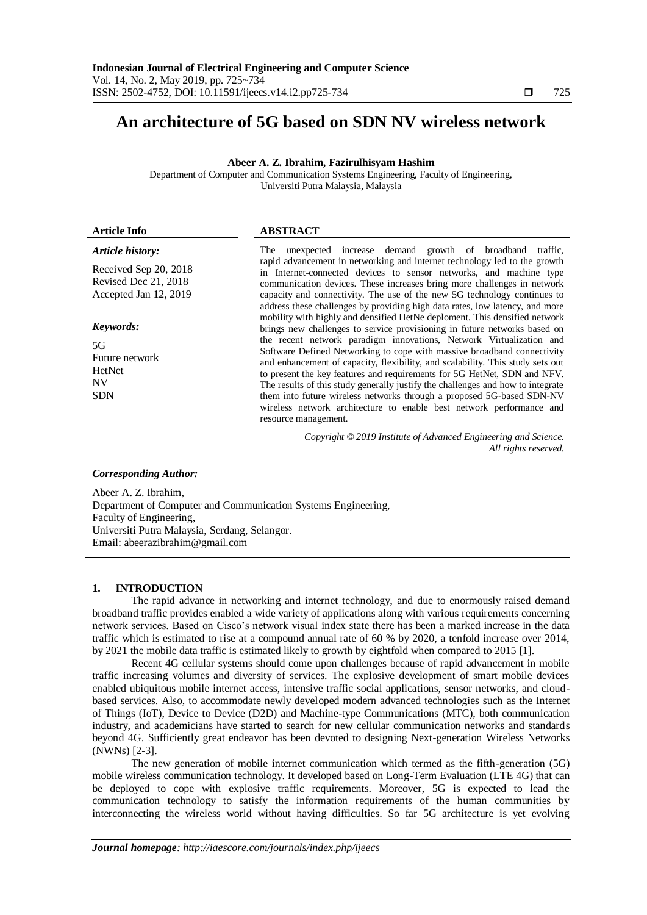# An architecture of 5G based on SDN NV wireless network

**Abeer A. Z. Ibrahim, Fazirulhisyam Hashim**

Department of Computer and Communication Systems Engineering, Faculty of Engineering, Universiti Putra Malaysia, Malaysia

| **Article Info** | **ABSTRACT** |
|---|---|
| ***Article history:*** <br> Received Sep 20, 2018 <br> Revised Dec 21, 2018 <br> Accepted Jan 12, 2019 <br><br> ***Keywords:*** <br> 5G <br> Future network <br> HetNet <br> NV <br> SDN | The unexpected increase demand growth of broadband traffic, rapid advancement in networking and internet technology led to the growth in Internet-connected devices to sensor networks, and machine type communication devices. These increases bring more challenges in network capacity and connectivity. The use of the new 5G technology continues to address these challenges by providing high data rates, low latency, and more mobility with highly and densified HetNe deploment. This densified network brings new challenges to service provisioning in future networks based on the recent network paradigm innovations, Network Virtualization and Software Defined Networking to cope with massive broadband connectivity and enhancement of capacity, flexibility, and scalability. This study sets out to present the key features and requirements for 5G HetNet, SDN and NFV. The results of this study generally justify the challenges and how to integrate them into future wireless networks through a proposed 5G-based SDN-NV wireless network architecture to enable best network performance and resource management. <br><br> *Copyright © 2019 Institute of Advanced Engineering and Science. All rights reserved.* |

***Corresponding Author:***

Abeer A. Z. Ibrahim,
Department of Computer and Communication Systems Engineering,
Faculty of Engineering,
Universiti Putra Malaysia, Serdang, Selangor.
Email: abeerazibrahim@gmail.com

## 1. INTRODUCTION

The rapid advance in networking and internet technology, and due to enormously raised demand broadband traffic provides enabled a wide variety of applications along with various requirements concerning network services. Based on Cisco's network visual index state there has been a marked increase in the data traffic which is estimated to rise at a compound annual rate of 60 % by 2020, a tenfold increase over 2014, by 2021 the mobile data traffic is estimated likely to growth by eightfold when compared to 2015 [1].

Recent 4G cellular systems should come upon challenges because of rapid advancement in mobile traffic increasing volumes and diversity of services. The explosive development of smart mobile devices enabled ubiquitous mobile internet access, intensive traffic social applications, sensor networks, and cloud-based services. Also, to accommodate newly developed modern advanced technologies such as the Internet of Things (IoT), Device to Device (D2D) and Machine-type Communications (MTC), both communication industry, and academicians have started to search for new cellular communication networks and standards beyond 4G. Sufficiently great endeavor has been devoted to designing Next-generation Wireless Networks (NWNs) [2-3].

The new generation of mobile internet communication which termed as the fifth-generation (5G) mobile wireless communication technology. It developed based on Long-Term Evaluation (LTE 4G) that can be deployed to cope with explosive traffic requirements. Moreover, 5G is expected to lead the communication technology to satisfy the information requirements of the human communities by interconnecting the wireless world without having difficulties. So far 5G architecture is yet evolving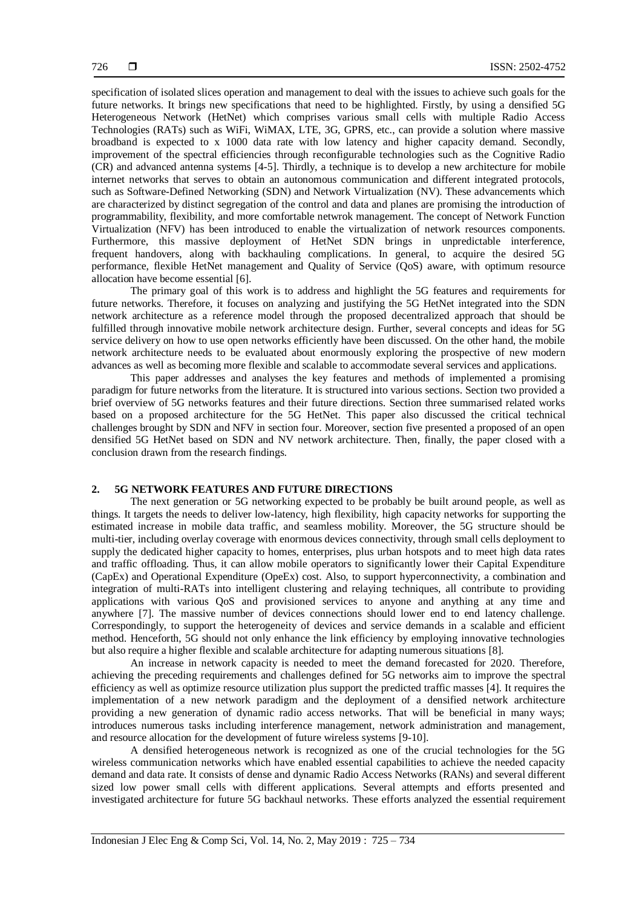specification of isolated slices operation and management to deal with the issues to achieve such goals for the future networks. It brings new specifications that need to be highlighted. Firstly, by using a densified 5G Heterogeneous Network (HetNet) which comprises various small cells with multiple Radio Access Technologies (RATs) such as WiFi, WiMAX, LTE, 3G, GPRS, etc., can provide a solution where massive broadband is expected to x 1000 data rate with low latency and higher capacity demand. Secondly, improvement of the spectral efficiencies through reconfigurable technologies such as the Cognitive Radio (CR) and advanced antenna systems [4-5]. Thirdly, a technique is to develop a new architecture for mobile internet networks that serves to obtain an autonomous communication and different integrated protocols, such as Software-Defined Networking (SDN) and Network Virtualization (NV). These advancements which are characterized by distinct segregation of the control and data and planes are promising the introduction of programmability, flexibility, and more comfortable netwrok management. The concept of Network Function Virtualization (NFV) has been introduced to enable the virtualization of network resources components. Furthermore, this massive deployment of HetNet SDN brings in unpredictable interference, frequent handovers, along with backhauling complications. In general, to acquire the desired 5G performance, flexible HetNet management and Quality of Service (QoS) aware, with optimum resource allocation have become essential [6].

The primary goal of this work is to address and highlight the 5G features and requirements for future networks. Therefore, it focuses on analyzing and justifying the 5G HetNet integrated into the SDN network architecture as a reference model through the proposed decentralized approach that should be fulfilled through innovative mobile network architecture design. Further, several concepts and ideas for 5G service delivery on how to use open networks efficiently have been discussed. On the other hand, the mobile network architecture needs to be evaluated about enormously exploring the prospective of new modern advances as well as becoming more flexible and scalable to accommodate several services and applications.

This paper addresses and analyses the key features and methods of implemented a promising paradigm for future networks from the literature. It is structured into various sections. Section two provided a brief overview of 5G networks features and their future directions. Section three summarised related works based on a proposed architecture for the 5G HetNet. This paper also discussed the critical technical challenges brought by SDN and NFV in section four. Moreover, section five presented a proposed of an open densified 5G HetNet based on SDN and NV network architecture. Then, finally, the paper closed with a conclusion drawn from the research findings.

## 2. 5G NETWORK FEATURES AND FUTURE DIRECTIONS

The next generation or 5G networking expected to be probably be built around people, as well as things. It targets the needs to deliver low-latency, high flexibility, high capacity networks for supporting the estimated increase in mobile data traffic, and seamless mobility. Moreover, the 5G structure should be multi-tier, including overlay coverage with enormous devices connectivity, through small cells deployment to supply the dedicated higher capacity to homes, enterprises, plus urban hotspots and to meet high data rates and traffic offloading. Thus, it can allow mobile operators to significantly lower their Capital Expenditure (CapEx) and Operational Expenditure (OpeEx) cost. Also, to support hyperconnectivity, a combination and integration of multi-RATs into intelligent clustering and relaying techniques, all contribute to providing applications with various QoS and provisioned services to anyone and anything at any time and anywhere [7]. The massive number of devices connections should lower end to end latency challenge. Correspondingly, to support the heterogeneity of devices and service demands in a scalable and efficient method. Henceforth, 5G should not only enhance the link efficiency by employing innovative technologies but also require a higher flexible and scalable architecture for adapting numerous situations [8].

An increase in network capacity is needed to meet the demand forecasted for 2020. Therefore, achieving the preceding requirements and challenges defined for 5G networks aim to improve the spectral efficiency as well as optimize resource utilization plus support the predicted traffic masses [4]. It requires the implementation of a new network paradigm and the deployment of a densified network architecture providing a new generation of dynamic radio access networks. That will be beneficial in many ways; introduces numerous tasks including interference management, network administration and management, and resource allocation for the development of future wireless systems [9-10].

A densified heterogeneous network is recognized as one of the crucial technologies for the 5G wireless communication networks which have enabled essential capabilities to achieve the needed capacity demand and data rate. It consists of dense and dynamic Radio Access Networks (RANs) and several different sized low power small cells with different applications. Several attempts and efforts presented and investigated architecture for future 5G backhaul networks. These efforts analyzed the essential requirement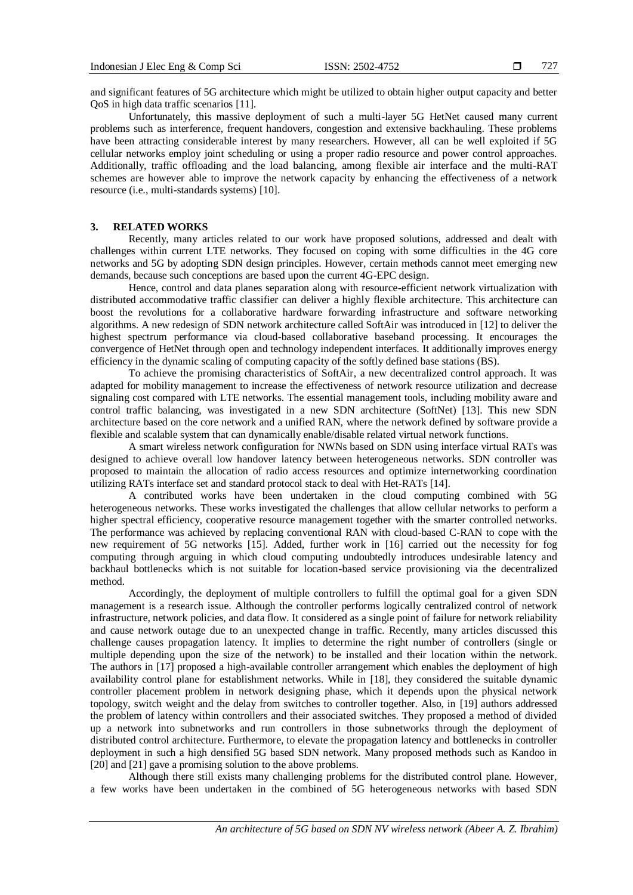and significant features of 5G architecture which might be utilized to obtain higher output capacity and better QoS in high data traffic scenarios [11].

Unfortunately, this massive deployment of such a multi-layer 5G HetNet caused many current problems such as interference, frequent handovers, congestion and extensive backhauling. These problems have been attracting considerable interest by many researchers. However, all can be well exploited if 5G cellular networks employ joint scheduling or using a proper radio resource and power control approaches. Additionally, traffic offloading and the load balancing, among flexible air interface and the multi-RAT schemes are however able to improve the network capacity by enhancing the effectiveness of a network resource (i.e., multi-standards systems) [10].

## 3. RELATED WORKS

Recently, many articles related to our work have proposed solutions, addressed and dealt with challenges within current LTE networks. They focused on coping with some difficulties in the 4G core networks and 5G by adopting SDN design principles. However, certain methods cannot meet emerging new demands, because such conceptions are based upon the current 4G-EPC design.

Hence, control and data planes separation along with resource-efficient network virtualization with distributed accommodative traffic classifier can deliver a highly flexible architecture. This architecture can boost the revolutions for a collaborative hardware forwarding infrastructure and software networking algorithms. A new redesign of SDN network architecture called SoftAir was introduced in [12] to deliver the highest spectrum performance via cloud-based collaborative baseband processing. It encourages the convergence of HetNet through open and technology independent interfaces. It additionally improves energy efficiency in the dynamic scaling of computing capacity of the softly defined base stations (BS).

To achieve the promising characteristics of SoftAir, a new decentralized control approach. It was adapted for mobility management to increase the effectiveness of network resource utilization and decrease signaling cost compared with LTE networks. The essential management tools, including mobility aware and control traffic balancing, was investigated in a new SDN architecture (SoftNet) [13]. This new SDN architecture based on the core network and a unified RAN, where the network defined by software provide a flexible and scalable system that can dynamically enable/disable related virtual network functions.

A smart wireless network configuration for NWNs based on SDN using interface virtual RATs was designed to achieve overall low handover latency between heterogeneous networks. SDN controller was proposed to maintain the allocation of radio access resources and optimize internetworking coordination utilizing RATs interface set and standard protocol stack to deal with Het-RATs [14].

A contributed works have been undertaken in the cloud computing combined with 5G heterogeneous networks. These works investigated the challenges that allow cellular networks to perform a higher spectral efficiency, cooperative resource management together with the smarter controlled networks. The performance was achieved by replacing conventional RAN with cloud-based C-RAN to cope with the new requirement of 5G networks [15]. Added, further work in [16] carried out the necessity for fog computing through arguing in which cloud computing undoubtedly introduces undesirable latency and backhaul bottlenecks which is not suitable for location-based service provisioning via the decentralized method.

Accordingly, the deployment of multiple controllers to fulfill the optimal goal for a given SDN management is a research issue. Although the controller performs logically centralized control of network infrastructure, network policies, and data flow. It considered as a single point of failure for network reliability and cause network outage due to an unexpected change in traffic. Recently, many articles discussed this challenge causes propagation latency. It implies to determine the right number of controllers (single or multiple depending upon the size of the network) to be installed and their location within the network. The authors in [17] proposed a high-available controller arrangement which enables the deployment of high availability control plane for establishment networks. While in [18], they considered the suitable dynamic controller placement problem in network designing phase, which it depends upon the physical network topology, switch weight and the delay from switches to controller together. Also, in [19] authors addressed the problem of latency within controllers and their associated switches. They proposed a method of divided up a network into subnetworks and run controllers in those subnetworks through the deployment of distributed control architecture. Furthermore, to elevate the propagation latency and bottlenecks in controller deployment in such a high densified 5G based SDN network. Many proposed methods such as Kandoo in [20] and [21] gave a promising solution to the above problems.

Although there still exists many challenging problems for the distributed control plane. However, a few works have been undertaken in the combined of 5G heterogeneous networks with based SDN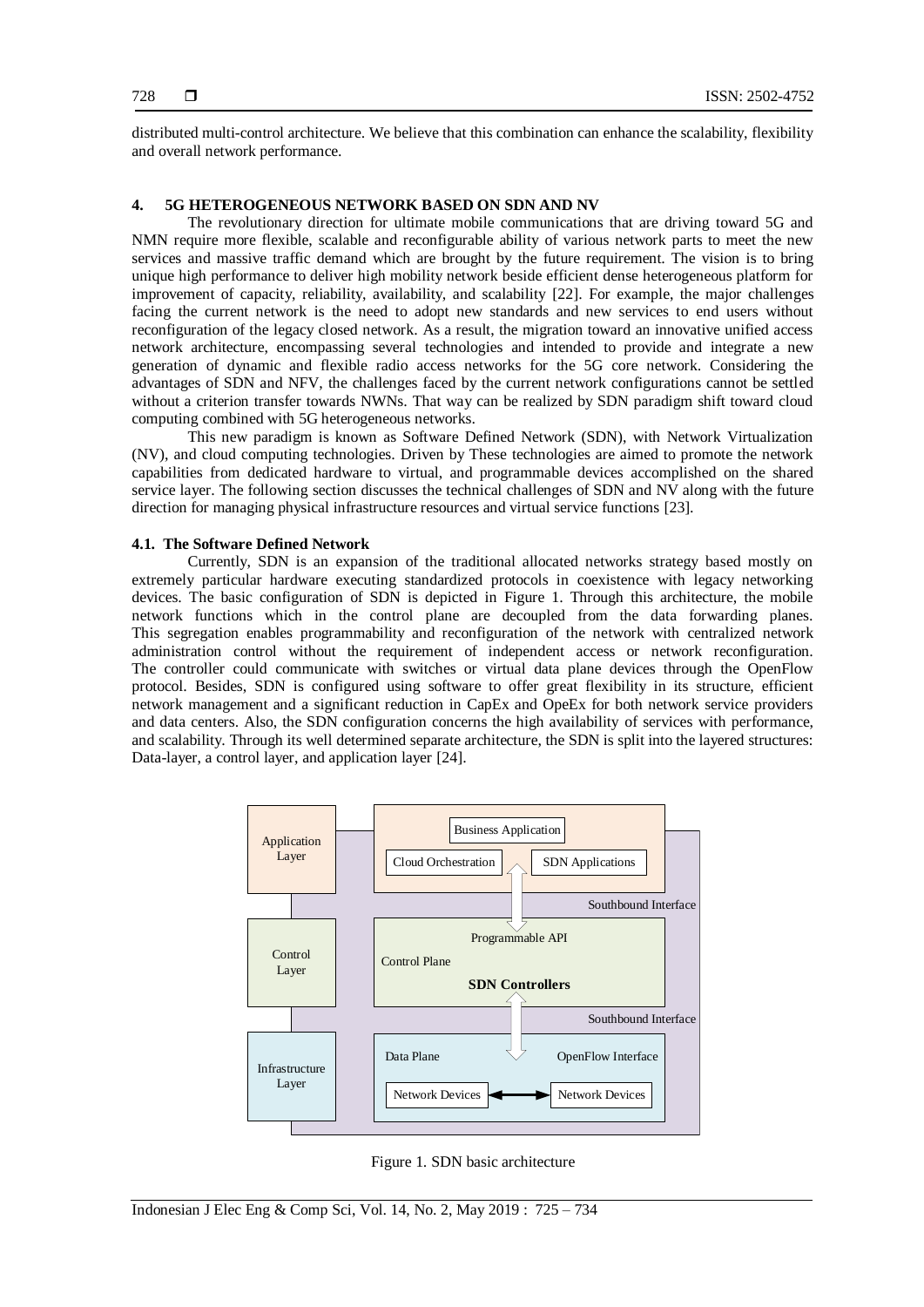distributed multi-control architecture. We believe that this combination can enhance the scalability, flexibility and overall network performance.

## 4. 5G HETEROGENEOUS NETWORK BASED ON SDN AND NV

The revolutionary direction for ultimate mobile communications that are driving toward 5G and NMN require more flexible, scalable and reconfigurable ability of various network parts to meet the new services and massive traffic demand which are brought by the future requirement. The vision is to bring unique high performance to deliver high mobility network beside efficient dense heterogeneous platform for improvement of capacity, reliability, availability, and scalability [22]. For example, the major challenges facing the current network is the need to adopt new standards and new services to end users without reconfiguration of the legacy closed network. As a result, the migration toward an innovative unified access network architecture, encompassing several technologies and intended to provide and integrate a new generation of dynamic and flexible radio access networks for the 5G core network. Considering the advantages of SDN and NFV, the challenges faced by the current network configurations cannot be settled without a criterion transfer towards NWNs. That way can be realized by SDN paradigm shift toward cloud computing combined with 5G heterogeneous networks.

This new paradigm is known as Software Defined Network (SDN), with Network Virtualization (NV), and cloud computing technologies. Driven by These technologies are aimed to promote the network capabilities from dedicated hardware to virtual, and programmable devices accomplished on the shared service layer. The following section discusses the technical challenges of SDN and NV along with the future direction for managing physical infrastructure resources and virtual service functions [23].

### 4.1. The Software Defined Network

Currently, SDN is an expansion of the traditional allocated networks strategy based mostly on extremely particular hardware executing standardized protocols in coexistence with legacy networking devices. The basic configuration of SDN is depicted in Figure 1. Through this architecture, the mobile network functions which in the control plane are decoupled from the data forwarding planes. This segregation enables programmability and reconfiguration of the network with centralized network administration control without the requirement of independent access or network reconfiguration. The controller could communicate with switches or virtual data plane devices through the OpenFlow protocol. Besides, SDN is configured using software to offer great flexibility in its structure, efficient network management and a significant reduction in CapEx and OpeEx for both network service providers and data centers. Also, the SDN configuration concerns the high availability of services with performance, and scalability. Through its well determined separate architecture, the SDN is split into the layered structures: Data-layer, a control layer, and application layer [24].

Figure 1. SDN basic architecture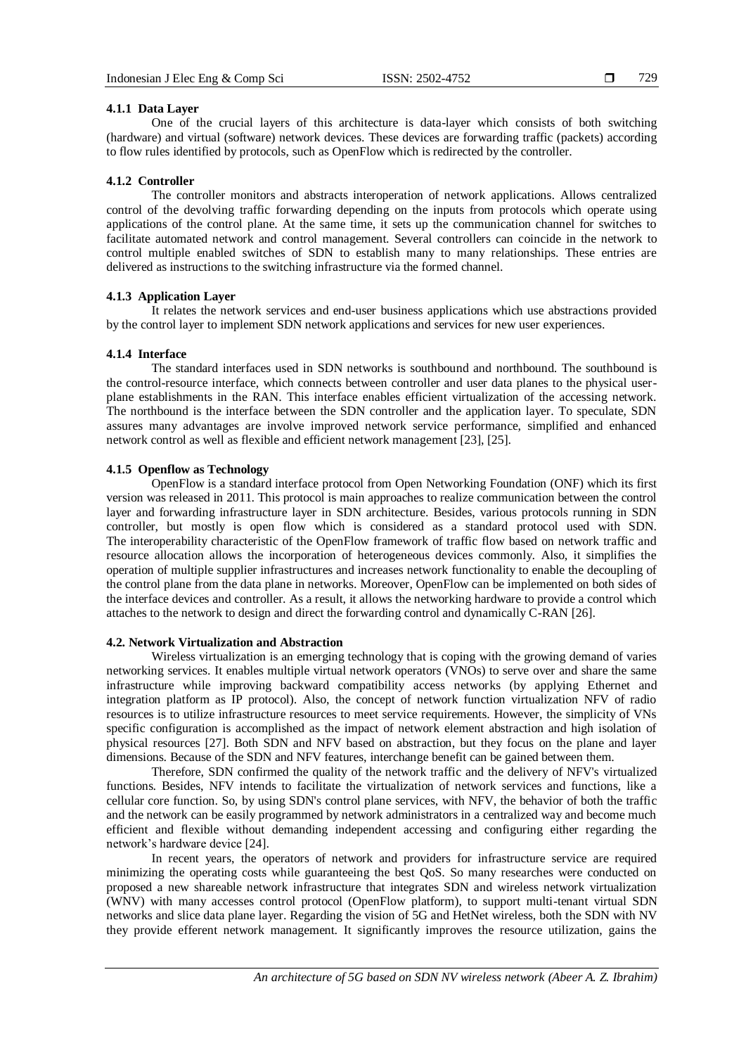#### 4.1.1 Data Layer

One of the crucial layers of this architecture is data-layer which consists of both switching (hardware) and virtual (software) network devices. These devices are forwarding traffic (packets) according to flow rules identified by protocols, such as OpenFlow which is redirected by the controller.

#### 4.1.2 Controller

The controller monitors and abstracts interoperation of network applications. Allows centralized control of the devolving traffic forwarding depending on the inputs from protocols which operate using applications of the control plane. At the same time, it sets up the communication channel for switches to facilitate automated network and control management. Several controllers can coincide in the network to control multiple enabled switches of SDN to establish many to many relationships. These entries are delivered as instructions to the switching infrastructure via the formed channel.

#### 4.1.3 Application Layer

It relates the network services and end-user business applications which use abstractions provided by the control layer to implement SDN network applications and services for new user experiences.

#### 4.1.4 Interface

The standard interfaces used in SDN networks is southbound and northbound. The southbound is the control-resource interface, which connects between controller and user data planes to the physical user-plane establishments in the RAN. This interface enables efficient virtualization of the accessing network. The northbound is the interface between the SDN controller and the application layer. To speculate, SDN assures many advantages are involve improved network service performance, simplified and enhanced network control as well as flexible and efficient network management [23], [25].

#### 4.1.5 Openflow as Technology

OpenFlow is a standard interface protocol from Open Networking Foundation (ONF) which its first version was released in 2011. This protocol is main approaches to realize communication between the control layer and forwarding infrastructure layer in SDN architecture. Besides, various protocols running in SDN controller, but mostly is open flow which is considered as a standard protocol used with SDN. The interoperability characteristic of the OpenFlow framework of traffic flow based on network traffic and resource allocation allows the incorporation of heterogeneous devices commonly. Also, it simplifies the operation of multiple supplier infrastructures and increases network functionality to enable the decoupling of the control plane from the data plane in networks. Moreover, OpenFlow can be implemented on both sides of the interface devices and controller. As a result, it allows the networking hardware to provide a control which attaches to the network to design and direct the forwarding control and dynamically C-RAN [26].

### 4.2. Network Virtualization and Abstraction

Wireless virtualization is an emerging technology that is coping with the growing demand of varies networking services. It enables multiple virtual network operators (VNOs) to serve over and share the same infrastructure while improving backward compatibility access networks (by applying Ethernet and integration platform as IP protocol). Also, the concept of network function virtualization NFV of radio resources is to utilize infrastructure resources to meet service requirements. However, the simplicity of VNs specific configuration is accomplished as the impact of network element abstraction and high isolation of physical resources [27]. Both SDN and NFV based on abstraction, but they focus on the plane and layer dimensions. Because of the SDN and NFV features, interchange benefit can be gained between them.

Therefore, SDN confirmed the quality of the network traffic and the delivery of NFV's virtualized functions. Besides, NFV intends to facilitate the virtualization of network services and functions, like a cellular core function. So, by using SDN's control plane services, with NFV, the behavior of both the traffic and the network can be easily programmed by network administrators in a centralized way and become much efficient and flexible without demanding independent accessing and configuring either regarding the network's hardware device [24].

In recent years, the operators of network and providers for infrastructure service are required minimizing the operating costs while guaranteeing the best QoS. So many researches were conducted on proposed a new shareable network infrastructure that integrates SDN and wireless network virtualization (WNV) with many accesses control protocol (OpenFlow platform), to support multi-tenant virtual SDN networks and slice data plane layer. Regarding the vision of 5G and HetNet wireless, both the SDN with NV they provide efferent network management. It significantly improves the resource utilization, gains the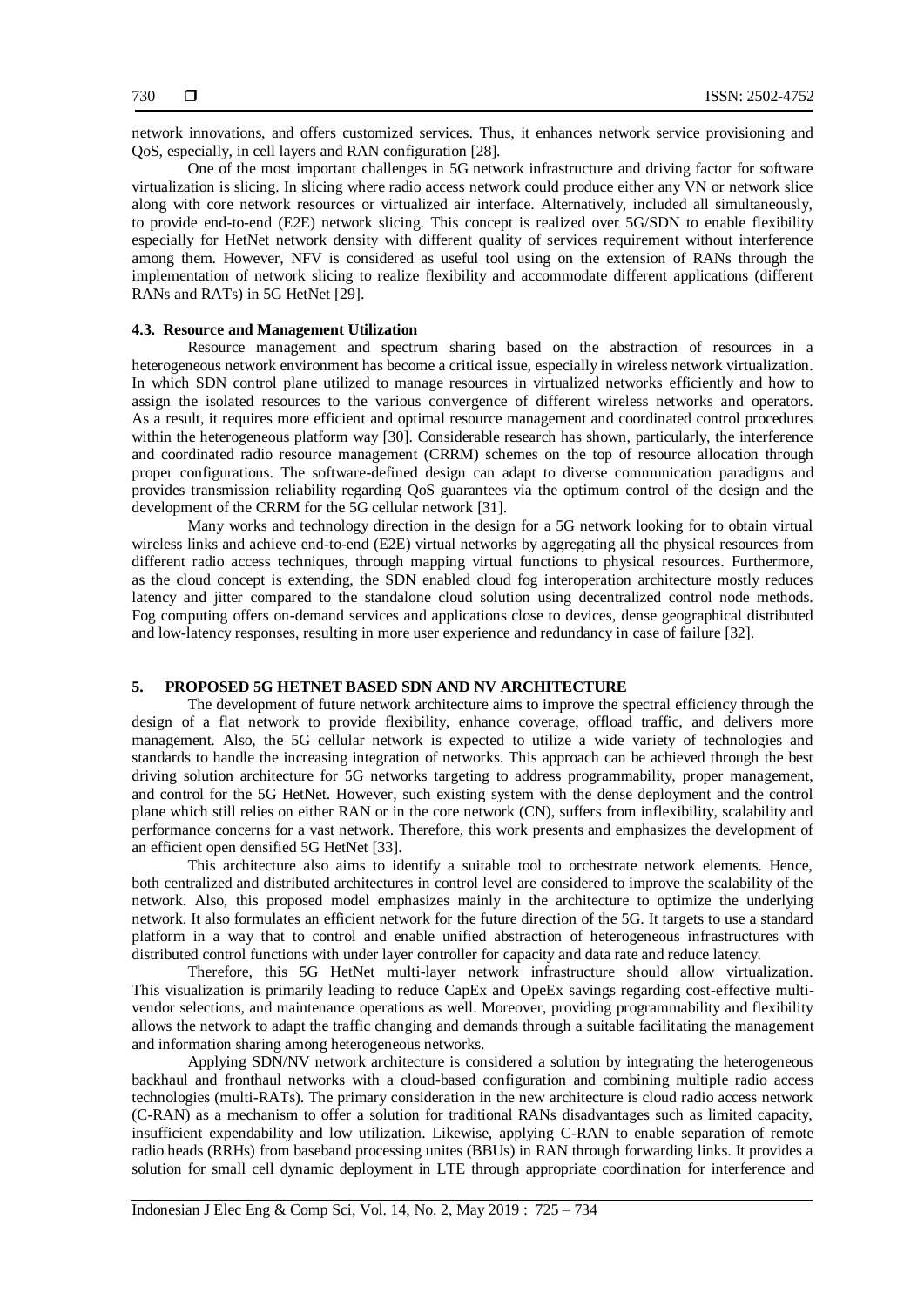network innovations, and offers customized services. Thus, it enhances network service provisioning and QoS, especially, in cell layers and RAN configuration [28].

One of the most important challenges in 5G network infrastructure and driving factor for software virtualization is slicing. In slicing where radio access network could produce either any VN or network slice along with core network resources or virtualized air interface. Alternatively, included all simultaneously, to provide end-to-end (E2E) network slicing. This concept is realized over 5G/SDN to enable flexibility especially for HetNet network density with different quality of services requirement without interference among them. However, NFV is considered as useful tool using on the extension of RANs through the implementation of network slicing to realize flexibility and accommodate different applications (different RANs and RATs) in 5G HetNet [29].

### 4.3. Resource and Management Utilization

Resource management and spectrum sharing based on the abstraction of resources in a heterogeneous network environment has become a critical issue, especially in wireless network virtualization. In which SDN control plane utilized to manage resources in virtualized networks efficiently and how to assign the isolated resources to the various convergence of different wireless networks and operators. As a result, it requires more efficient and optimal resource management and coordinated control procedures within the heterogeneous platform way [30]. Considerable research has shown, particularly, the interference and coordinated radio resource management (CRRM) schemes on the top of resource allocation through proper configurations. The software-defined design can adapt to diverse communication paradigms and provides transmission reliability regarding QoS guarantees via the optimum control of the design and the development of the CRRM for the 5G cellular network [31].

Many works and technology direction in the design for a 5G network looking for to obtain virtual wireless links and achieve end-to-end (E2E) virtual networks by aggregating all the physical resources from different radio access techniques, through mapping virtual functions to physical resources. Furthermore, as the cloud concept is extending, the SDN enabled cloud fog interoperation architecture mostly reduces latency and jitter compared to the standalone cloud solution using decentralized control node methods. Fog computing offers on-demand services and applications close to devices, dense geographical distributed and low-latency responses, resulting in more user experience and redundancy in case of failure [32].

## 5. PROPOSED 5G HETNET BASED SDN AND NV ARCHITECTURE

The development of future network architecture aims to improve the spectral efficiency through the design of a flat network to provide flexibility, enhance coverage, offload traffic, and delivers more management. Also, the 5G cellular network is expected to utilize a wide variety of technologies and standards to handle the increasing integration of networks. This approach can be achieved through the best driving solution architecture for 5G networks targeting to address programmability, proper management, and control for the 5G HetNet. However, such existing system with the dense deployment and the control plane which still relies on either RAN or in the core network (CN), suffers from inflexibility, scalability and performance concerns for a vast network. Therefore, this work presents and emphasizes the development of an efficient open densified 5G HetNet [33].

This architecture also aims to identify a suitable tool to orchestrate network elements. Hence, both centralized and distributed architectures in control level are considered to improve the scalability of the network. Also, this proposed model emphasizes mainly in the architecture to optimize the underlying network. It also formulates an efficient network for the future direction of the 5G. It targets to use a standard platform in a way that to control and enable unified abstraction of heterogeneous infrastructures with distributed control functions with under layer controller for capacity and data rate and reduce latency.

Therefore, this 5G HetNet multi-layer network infrastructure should allow virtualization. This visualization is primarily leading to reduce CapEx and OpeEx savings regarding cost-effective multi-vendor selections, and maintenance operations as well. Moreover, providing programmability and flexibility allows the network to adapt the traffic changing and demands through a suitable facilitating the management and information sharing among heterogeneous networks.

Applying SDN/NV network architecture is considered a solution by integrating the heterogeneous backhaul and fronthaul networks with a cloud-based configuration and combining multiple radio access technologies (multi-RATs). The primary consideration in the new architecture is cloud radio access network (C-RAN) as a mechanism to offer a solution for traditional RANs disadvantages such as limited capacity, insufficient expendability and low utilization. Likewise, applying C-RAN to enable separation of remote radio heads (RRHs) from baseband processing unites (BBUs) in RAN through forwarding links. It provides a solution for small cell dynamic deployment in LTE through appropriate coordination for interference and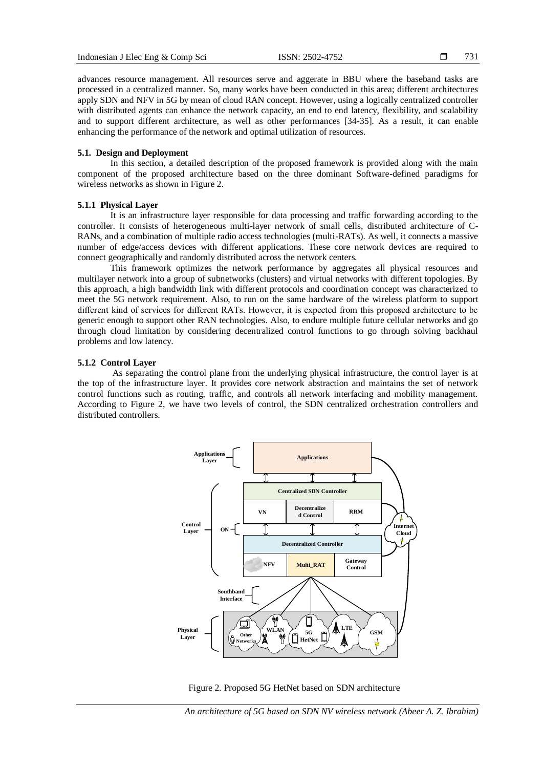advances resource management. All resources serve and aggerate in BBU where the baseband tasks are processed in a centralized manner. So, many works have been conducted in this area; different architectures apply SDN and NFV in 5G by mean of cloud RAN concept. However, using a logically centralized controller with distributed agents can enhance the network capacity, an end to end latency, flexibility, and scalability and to support different architecture, as well as other performances [34-35]. As a result, it can enable enhancing the performance of the network and optimal utilization of resources.

### 5.1. Design and Deployment

In this section, a detailed description of the proposed framework is provided along with the main component of the proposed architecture based on the three dominant Software-defined paradigms for wireless networks as shown in Figure 2.

#### 5.1.1 Physical Layer

It is an infrastructure layer responsible for data processing and traffic forwarding according to the controller. It consists of heterogeneous multi-layer network of small cells, distributed architecture of C-RANs, and a combination of multiple radio access technologies (multi-RATs). As well, it connects a massive number of edge/access devices with different applications. These core network devices are required to connect geographically and randomly distributed across the network centers.

This framework optimizes the network performance by aggregates all physical resources and multilayer network into a group of subnetworks (clusters) and virtual networks with different topologies. By this approach, a high bandwidth link with different protocols and coordination concept was characterized to meet the 5G network requirement. Also, to run on the same hardware of the wireless platform to support different kind of services for different RATs. However, it is expected from this proposed architecture to be generic enough to support other RAN technologies. Also, to endure multiple future cellular networks and go through cloud limitation by considering decentralized control functions to go through solving backhaul problems and low latency.

#### 5.1.2 Control Layer

As separating the control plane from the underlying physical infrastructure, the control layer is at the top of the infrastructure layer. It provides core network abstraction and maintains the set of network control functions such as routing, traffic, and controls all network interfacing and mobility management. According to Figure 2, we have two levels of control, the SDN centralized orchestration controllers and distributed controllers.

Figure 2. Proposed 5G HetNet based on SDN architecture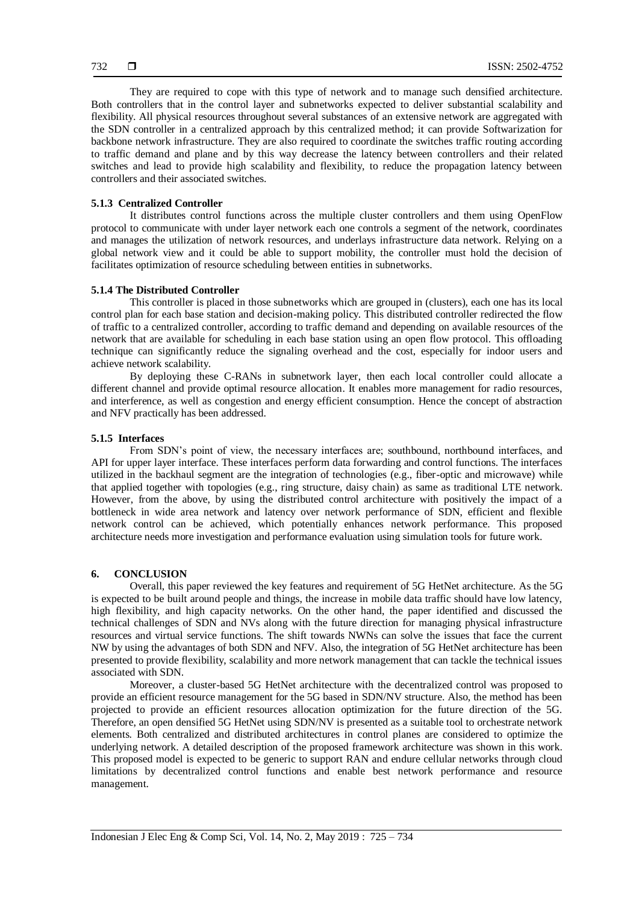They are required to cope with this type of network and to manage such densified architecture. Both controllers that in the control layer and subnetworks expected to deliver substantial scalability and flexibility. All physical resources throughout several substances of an extensive network are aggregated with the SDN controller in a centralized approach by this centralized method; it can provide Softwarization for backbone network infrastructure. They are also required to coordinate the switches traffic routing according to traffic demand and plane and by this way decrease the latency between controllers and their related switches and lead to provide high scalability and flexibility, to reduce the propagation latency between controllers and their associated switches.

#### 5.1.3 Centralized Controller

It distributes control functions across the multiple cluster controllers and them using OpenFlow protocol to communicate with under layer network each one controls a segment of the network, coordinates and manages the utilization of network resources, and underlays infrastructure data network. Relying on a global network view and it could be able to support mobility, the controller must hold the decision of facilitates optimization of resource scheduling between entities in subnetworks.

#### 5.1.4 The Distributed Controller

This controller is placed in those subnetworks which are grouped in (clusters), each one has its local control plan for each base station and decision-making policy. This distributed controller redirected the flow of traffic to a centralized controller, according to traffic demand and depending on available resources of the network that are available for scheduling in each base station using an open flow protocol. This offloading technique can significantly reduce the signaling overhead and the cost, especially for indoor users and achieve network scalability.

By deploying these C-RANs in subnetwork layer, then each local controller could allocate a different channel and provide optimal resource allocation. It enables more management for radio resources, and interference, as well as congestion and energy efficient consumption. Hence the concept of abstraction and NFV practically has been addressed.

#### 5.1.5 Interfaces

From SDN's point of view, the necessary interfaces are; southbound, northbound interfaces, and API for upper layer interface. These interfaces perform data forwarding and control functions. The interfaces utilized in the backhaul segment are the integration of technologies (e.g., fiber-optic and microwave) while that applied together with topologies (e.g., ring structure, daisy chain) as same as traditional LTE network. However, from the above, by using the distributed control architecture with positively the impact of a bottleneck in wide area network and latency over network performance of SDN, efficient and flexible network control can be achieved, which potentially enhances network performance. This proposed architecture needs more investigation and performance evaluation using simulation tools for future work.

## 6. CONCLUSION

Overall, this paper reviewed the key features and requirement of 5G HetNet architecture. As the 5G is expected to be built around people and things, the increase in mobile data traffic should have low latency, high flexibility, and high capacity networks. On the other hand, the paper identified and discussed the technical challenges of SDN and NVs along with the future direction for managing physical infrastructure resources and virtual service functions. The shift towards NWNs can solve the issues that face the current NW by using the advantages of both SDN and NFV. Also, the integration of 5G HetNet architecture has been presented to provide flexibility, scalability and more network management that can tackle the technical issues associated with SDN.

Moreover, a cluster-based 5G HetNet architecture with the decentralized control was proposed to provide an efficient resource management for the 5G based in SDN/NV structure. Also, the method has been projected to provide an efficient resources allocation optimization for the future direction of the 5G. Therefore, an open densified 5G HetNet using SDN/NV is presented as a suitable tool to orchestrate network elements. Both centralized and distributed architectures in control planes are considered to optimize the underlying network. A detailed description of the proposed framework architecture was shown in this work. This proposed model is expected to be generic to support RAN and endure cellular networks through cloud limitations by decentralized control functions and enable best network performance and resource management.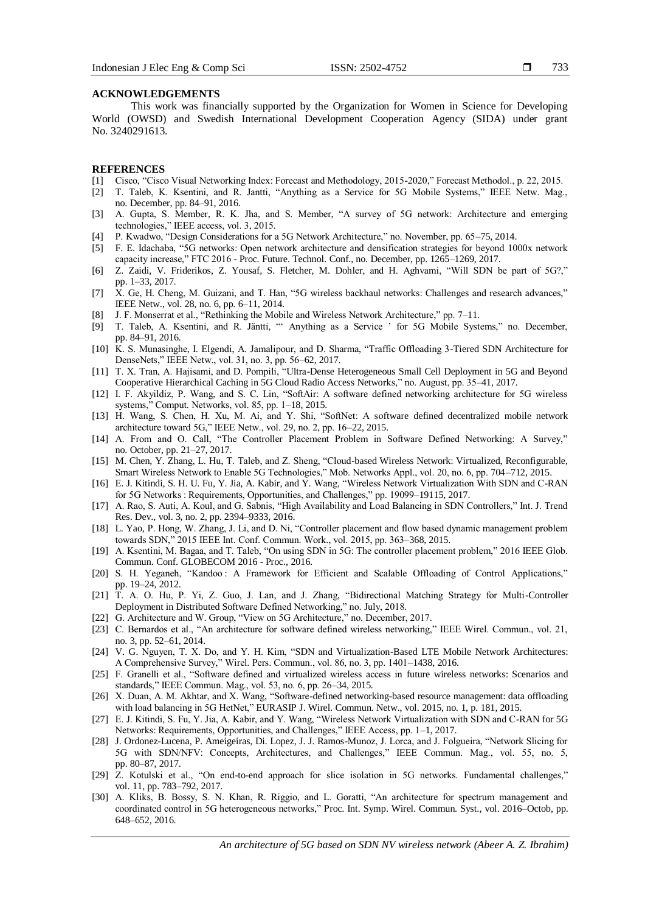## ACKNOWLEDGEMENTS

This work was financially supported by the Organization for Women in Science for Developing World (OWSD) and Swedish International Development Cooperation Agency (SIDA) under grant No. 3240291613.

## REFERENCES

[1] Cisco, "Cisco Visual Networking Index: Forecast and Methodology, 2015-2020," Forecast Methodol., p. 22, 2015.

[2] T. Taleb, K. Ksentini, and R. Jantti, "Anything as a Service for 5G Mobile Systems," IEEE Netw. Mag., no. December, pp. 84–91, 2016.

[3] A. Gupta, S. Member, R. K. Jha, and S. Member, "A survey of 5G network: Architecture and emerging technologies," IEEE access, vol. 3, 2015.

[4] P. Kwadwo, "Design Considerations for a 5G Network Architecture," no. November, pp. 65–75, 2014.

[5] F. E. Idachaba, "5G networks: Open network architecture and densification strategies for beyond 1000x network capacity increase," FTC 2016 - Proc. Future. Technol. Conf., no. December, pp. 1265–1269, 2017.

[6] Z. Zaidi, V. Friderikos, Z. Yousaf, S. Fletcher, M. Dohler, and H. Aghvami, "Will SDN be part of 5G?," pp. 1–33, 2017.

[7] X. Ge, H. Cheng, M. Guizani, and T. Han, "5G wireless backhaul networks: Challenges and research advances," IEEE Netw., vol. 28, no. 6, pp. 6–11, 2014.

[8] J. F. Monserrat et al., "Rethinking the Mobile and Wireless Network Architecture," pp. 7–11.

[9] T. Taleb, A. Ksentini, and R. Jäntti, "' Anything as a Service ' for 5G Mobile Systems," no. December, pp. 84–91, 2016.

[10] K. S. Munasinghe, I. Elgendi, A. Jamalipour, and D. Sharma, "Traffic Offloading 3-Tiered SDN Architecture for DenseNets," IEEE Netw., vol. 31, no. 3, pp. 56–62, 2017.

[11] T. X. Tran, A. Hajisami, and D. Pompili, "Ultra-Dense Heterogeneous Small Cell Deployment in 5G and Beyond Cooperative Hierarchical Caching in 5G Cloud Radio Access Networks," no. August, pp. 35–41, 2017.

[12] I. F. Akyildiz, P. Wang, and S. C. Lin, "SoftAir: A software defined networking architecture for 5G wireless systems," Comput. Networks, vol. 85, pp. 1–18, 2015.

[13] H. Wang, S. Chen, H. Xu, M. Ai, and Y. Shi, "SoftNet: A software defined decentralized mobile network architecture toward 5G," IEEE Netw., vol. 29, no. 2, pp. 16–22, 2015.

[14] A. From and O. Call, "The Controller Placement Problem in Software Defined Networking: A Survey," no. October, pp. 21–27, 2017.

[15] M. Chen, Y. Zhang, L. Hu, T. Taleb, and Z. Sheng, "Cloud-based Wireless Network: Virtualized, Reconfigurable, Smart Wireless Network to Enable 5G Technologies," Mob. Networks Appl., vol. 20, no. 6, pp. 704–712, 2015.

[16] E. J. Kitindi, S. H. U. Fu, Y. Jia, A. Kabir, and Y. Wang, "Wireless Network Virtualization With SDN and C-RAN for 5G Networks : Requirements, Opportunities, and Challenges," pp. 19099–19115, 2017.

[17] A. Rao, S. Auti, A. Koul, and G. Sabnis, "High Availability and Load Balancing in SDN Controllers," Int. J. Trend Res. Dev., vol. 3, no. 2, pp. 2394–9333, 2016.

[18] L. Yao, P. Hong, W. Zhang, J. Li, and D. Ni, "Controller placement and flow based dynamic management problem towards SDN," 2015 IEEE Int. Conf. Commun. Work., vol. 2015, pp. 363–368, 2015.

[19] A. Ksentini, M. Bagaa, and T. Taleb, "On using SDN in 5G: The controller placement problem," 2016 IEEE Glob. Commun. Conf. GLOBECOM 2016 - Proc., 2016.

[20] S. H. Yeganeh, "Kandoo : A Framework for Efficient and Scalable Offloading of Control Applications," pp. 19–24, 2012.

[21] T. A. O. Hu, P. Yi, Z. Guo, J. Lan, and J. Zhang, "Bidirectional Matching Strategy for Multi-Controller Deployment in Distributed Software Defined Networking," no. July, 2018.

[22] G. Architecture and W. Group, "View on 5G Architecture," no. December, 2017.

[23] C. Bernardos et al., "An architecture for software defined wireless networking," IEEE Wirel. Commun., vol. 21, no. 3, pp. 52–61, 2014.

[24] V. G. Nguyen, T. X. Do, and Y. H. Kim, "SDN and Virtualization-Based LTE Mobile Network Architectures: A Comprehensive Survey," Wirel. Pers. Commun., vol. 86, no. 3, pp. 1401–1438, 2016.

[25] F. Granelli et al., "Software defined and virtualized wireless access in future wireless networks: Scenarios and standards," IEEE Commun. Mag., vol. 53, no. 6, pp. 26–34, 2015.

[26] X. Duan, A. M. Akhtar, and X. Wang, "Software-defined networking-based resource management: data offloading with load balancing in 5G HetNet," EURASIP J. Wirel. Commun. Netw., vol. 2015, no. 1, p. 181, 2015.

[27] E. J. Kitindi, S. Fu, Y. Jia, A. Kabir, and Y. Wang, "Wireless Network Virtualization with SDN and C-RAN for 5G Networks: Requirements, Opportunities, and Challenges," IEEE Access, pp. 1–1, 2017.

[28] J. Ordonez-Lucena, P. Ameigeiras, Di. Lopez, J. J. Ramos-Munoz, J. Lorca, and J. Folgueira, "Network Slicing for 5G with SDN/NFV: Concepts, Architectures, and Challenges," IEEE Commun. Mag., vol. 55, no. 5, pp. 80–87, 2017.

[29] Z. Kotulski et al., "On end-to-end approach for slice isolation in 5G networks. Fundamental challenges," vol. 11, pp. 783–792, 2017.

[30] A. Kliks, B. Bossy, S. N. Khan, R. Riggio, and L. Goratti, "An architecture for spectrum management and coordinated control in 5G heterogeneous networks," Proc. Int. Symp. Wirel. Commun. Syst., vol. 2016–Octob, pp. 648–652, 2016.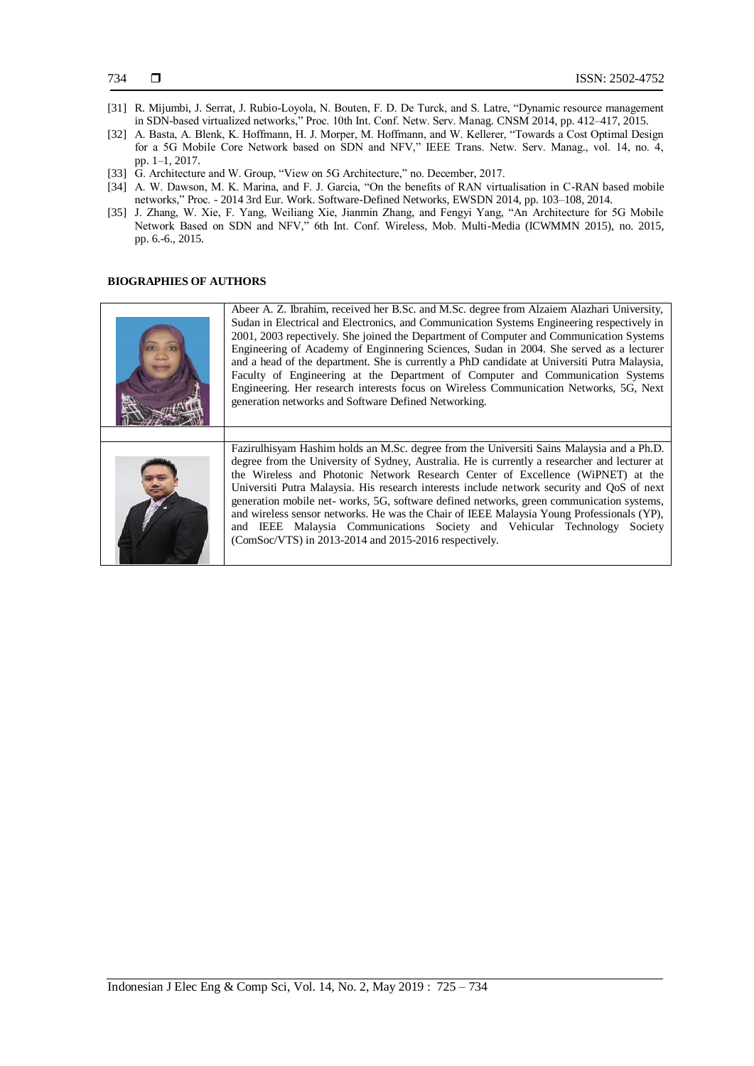[31] R. Mijumbi, J. Serrat, J. Rubio-Loyola, N. Bouten, F. D. De Turck, and S. Latre, "Dynamic resource management in SDN-based virtualized networks," Proc. 10th Int. Conf. Netw. Serv. Manag. CNSM 2014, pp. 412–417, 2015.

[32] A. Basta, A. Blenk, K. Hoffmann, H. J. Morper, M. Hoffmann, and W. Kellerer, "Towards a Cost Optimal Design for a 5G Mobile Core Network based on SDN and NFV," IEEE Trans. Netw. Serv. Manag., vol. 14, no. 4, pp. 1–1, 2017.

[33] G. Architecture and W. Group, "View on 5G Architecture," no. December, 2017.

[34] A. W. Dawson, M. K. Marina, and F. J. Garcia, "On the benefits of RAN virtualisation in C-RAN based mobile networks," Proc. - 2014 3rd Eur. Work. Software-Defined Networks, EWSDN 2014, pp. 103–108, 2014.

[35] J. Zhang, W. Xie, F. Yang, Weiliang Xie, Jianmin Zhang, and Fengyi Yang, "An Architecture for 5G Mobile Network Based on SDN and NFV," 6th Int. Conf. Wireless, Mob. Multi-Media (ICWMMN 2015), no. 2015, pp. 6.-6., 2015.

**BIOGRAPHIES OF AUTHORS**

Abeer A. Z. Ibrahim, received her B.Sc. and M.Sc. degree from Alzaiem Alazhari University, Sudan in Electrical and Electronics, and Communication Systems Engineering respectively in 2001, 2003 repectively. She joined the Department of Computer and Communication Systems Engineering of Academy of Enginnering Sciences, Sudan in 2004. She served as a lecturer and a head of the department. She is currently a PhD candidate at Universiti Putra Malaysia, Faculty of Engineering at the Department of Computer and Communication Systems Engineering. Her research interests focus on Wireless Communication Networks, 5G, Next generation networks and Software Defined Networking.

Fazirulhisyam Hashim holds an M.Sc. degree from the Universiti Sains Malaysia and a Ph.D. degree from the University of Sydney, Australia. He is currently a researcher and lecturer at the Wireless and Photonic Network Research Center of Excellence (WiPNET) at the Universiti Putra Malaysia. His research interests include network security and QoS of next generation mobile net- works, 5G, software defined networks, green communication systems, and wireless sensor networks. He was the Chair of IEEE Malaysia Young Professionals (YP), and IEEE Malaysia Communications Society and Vehicular Technology Society (ComSoc/VTS) in 2013-2014 and 2015-2016 respectively.